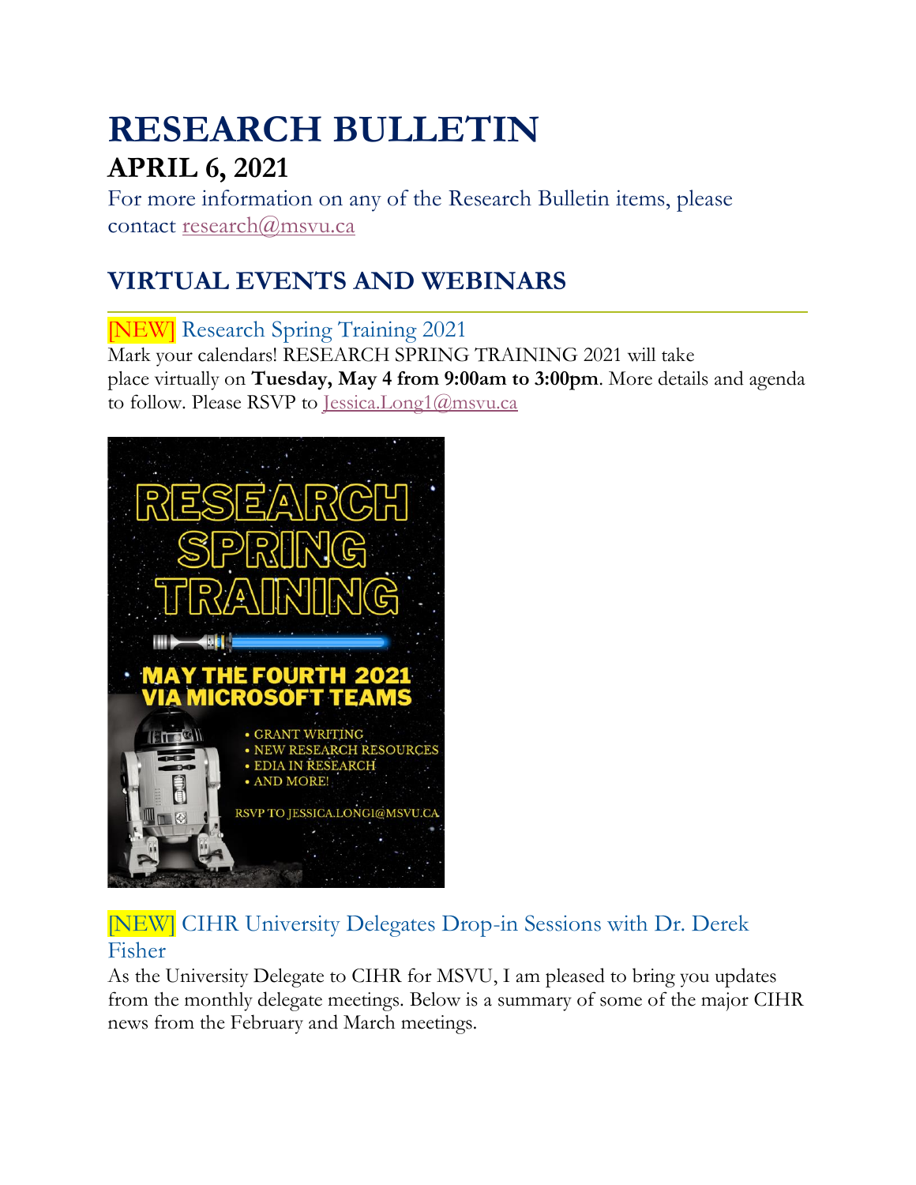# RESEARCH BULLETIN

## APRIL 6, 2021

For more information on any of the Research Bulletin items, please contact research@msvu.ca

## VIRTUAL EVENTS AND WEBINARS

### [NEW] Research Spring Training 2021

Mark your calendars! RESEARCH SPRING TRAINING 2021 will take place virtually on **Tuesday, May 4 from 9:00am to 3:00pm**. More details and agenda to follow. Please RSVP to Jessica.Long1@msvu.ca

RESEARCH SPRING TRAINING

MAY THE FOURTH 2021 VIA MICROSOFT TEAMS

- GRANT WRITING
- NEW RESEARCH RESOURCES
- EDIA IN RESEARCH
- AND MORE!

RSVP TO JESSICA.LONG1@MSVU.CA

### [NEW] CIHR University Delegates Drop-in Sessions with Dr. Derek Fisher

As the University Delegate to CIHR for MSVU, I am pleased to bring you updates from the monthly delegate meetings. Below is a summary of some of the major CIHR news from the February and March meetings.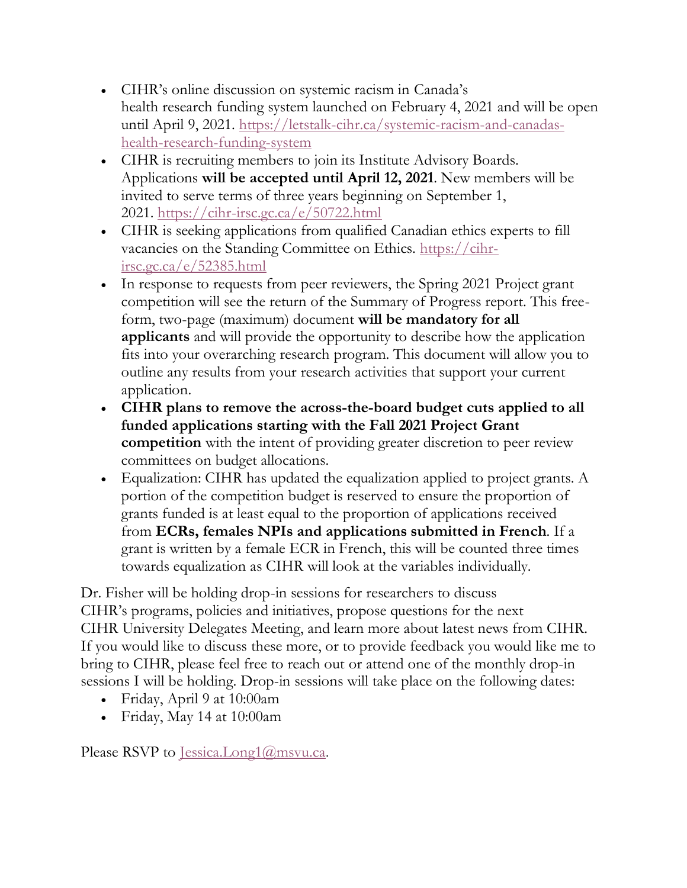- CIHR's online discussion on systemic racism in Canada's health research funding system launched on February 4, 2021 and will be open until April 9, 2021. [https://letstalk-cihr.ca/systemic-racism-and-canadas-health-research-funding-system](https://letstalk-cihr.ca/systemic-racism-and-canadas-health-research-funding-system)
- CIHR is recruiting members to join its Institute Advisory Boards. Applications **will be accepted until April 12, 2021**. New members will be invited to serve terms of three years beginning on September 1, 2021. [https://cihr-irsc.gc.ca/e/50722.html](https://cihr-irsc.gc.ca/e/50722.html)
- CIHR is seeking applications from qualified Canadian ethics experts to fill vacancies on the Standing Committee on Ethics. [https://cihr-irsc.gc.ca/e/52385.html](https://cihr-irsc.gc.ca/e/52385.html)
- In response to requests from peer reviewers, the Spring 2021 Project grant competition will see the return of the Summary of Progress report. This free-form, two-page (maximum) document **will be mandatory for all applicants** and will provide the opportunity to describe how the application fits into your overarching research program. This document will allow you to outline any results from your research activities that support your current application.
- **CIHR plans to remove the across-the-board budget cuts applied to all funded applications starting with the Fall 2021 Project Grant competition** with the intent of providing greater discretion to peer review committees on budget allocations.
- Equalization: CIHR has updated the equalization applied to project grants. A portion of the competition budget is reserved to ensure the proportion of grants funded is at least equal to the proportion of applications received from **ECRs, females NPIs and applications submitted in French**. If a grant is written by a female ECR in French, this will be counted three times towards equalization as CIHR will look at the variables individually.

Dr. Fisher will be holding drop-in sessions for researchers to discuss CIHR's programs, policies and initiatives, propose questions for the next CIHR University Delegates Meeting, and learn more about latest news from CIHR. If you would like to discuss these more, or to provide feedback you would like me to bring to CIHR, please feel free to reach out or attend one of the monthly drop-in sessions I will be holding. Drop-in sessions will take place on the following dates:

- Friday, April 9 at 10:00am
- Friday, May 14 at 10:00am

Please RSVP to [Jessica.Long1@msvu.ca](mailto:Jessica.Long1@msvu.ca).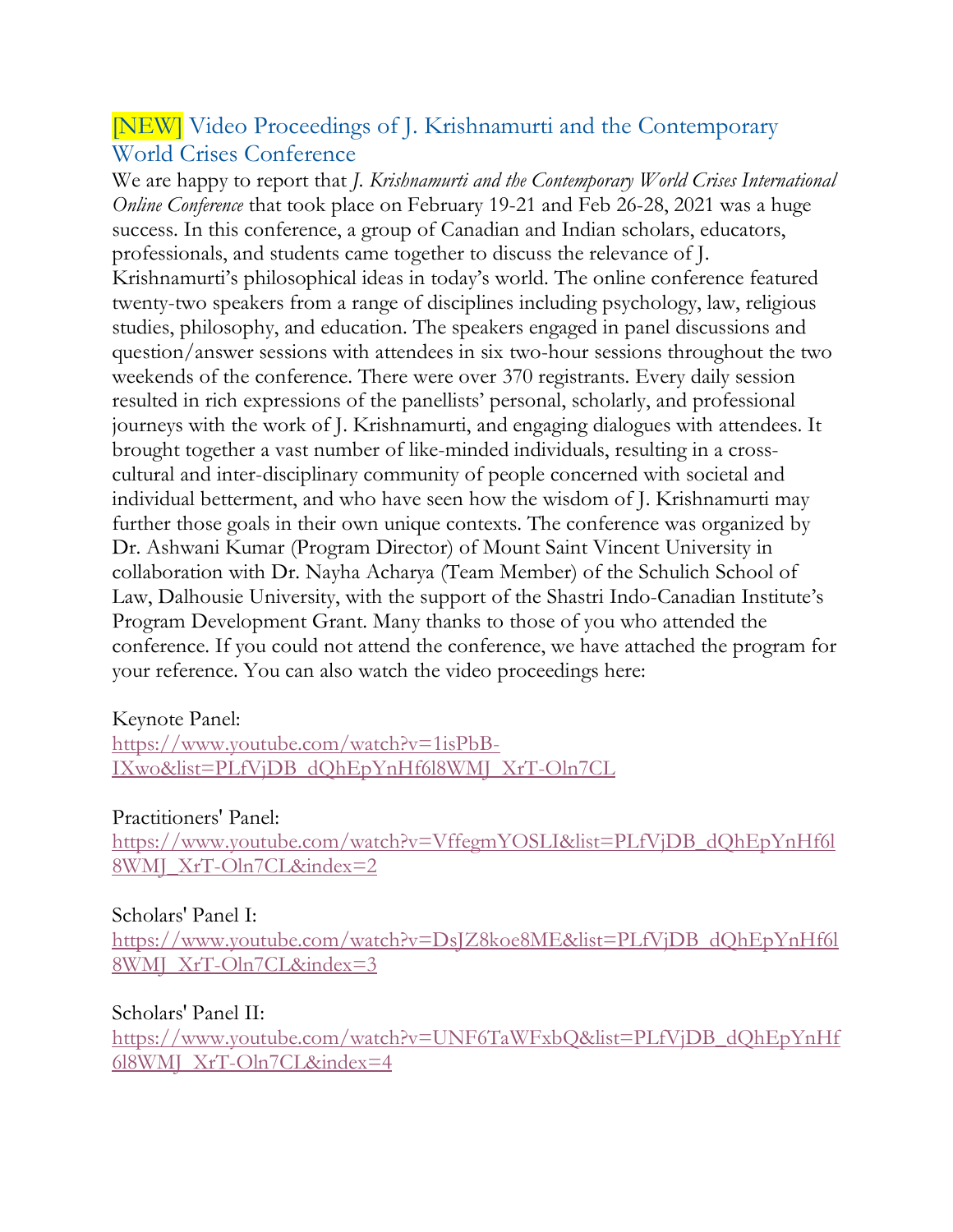## [NEW] Video Proceedings of J. Krishnamurti and the Contemporary World Crises Conference

We are happy to report that *J. Krishnamurti and the Contemporary World Crises International Online Conference* that took place on February 19-21 and Feb 26-28, 2021 was a huge success. In this conference, a group of Canadian and Indian scholars, educators, professionals, and students came together to discuss the relevance of J. Krishnamurti's philosophical ideas in today's world. The online conference featured twenty-two speakers from a range of disciplines including psychology, law, religious studies, philosophy, and education. The speakers engaged in panel discussions and question/answer sessions with attendees in six two-hour sessions throughout the two weekends of the conference. There were over 370 registrants. Every daily session resulted in rich expressions of the panellists' personal, scholarly, and professional journeys with the work of J. Krishnamurti, and engaging dialogues with attendees. It brought together a vast number of like-minded individuals, resulting in a cross-cultural and inter-disciplinary community of people concerned with societal and individual betterment, and who have seen how the wisdom of J. Krishnamurti may further those goals in their own unique contexts. The conference was organized by Dr. Ashwani Kumar (Program Director) of Mount Saint Vincent University in collaboration with Dr. Nayha Acharya (Team Member) of the Schulich School of Law, Dalhousie University, with the support of the Shastri Indo-Canadian Institute's Program Development Grant. Many thanks to those of you who attended the conference. If you could not attend the conference, we have attached the program for your reference. You can also watch the video proceedings here:

Keynote Panel:
https://www.youtube.com/watch?v=1isPbB-IXwo&list=PLfVjDB_dQhEpYnHf6l8WMJ_XrT-Oln7CL

Practitioners' Panel:
https://www.youtube.com/watch?v=VffegmYOSLI&list=PLfVjDB_dQhEpYnHf6l8WMJ_XrT-Oln7CL&index=2

Scholars' Panel I:
https://www.youtube.com/watch?v=DsJZ8koe8ME&list=PLfVjDB_dQhEpYnHf6l8WMJ_XrT-Oln7CL&index=3

Scholars' Panel II:
https://www.youtube.com/watch?v=UNF6TaWFxbQ&list=PLfVjDB_dQhEpYnHf6l8WMJ_XrT-Oln7CL&index=4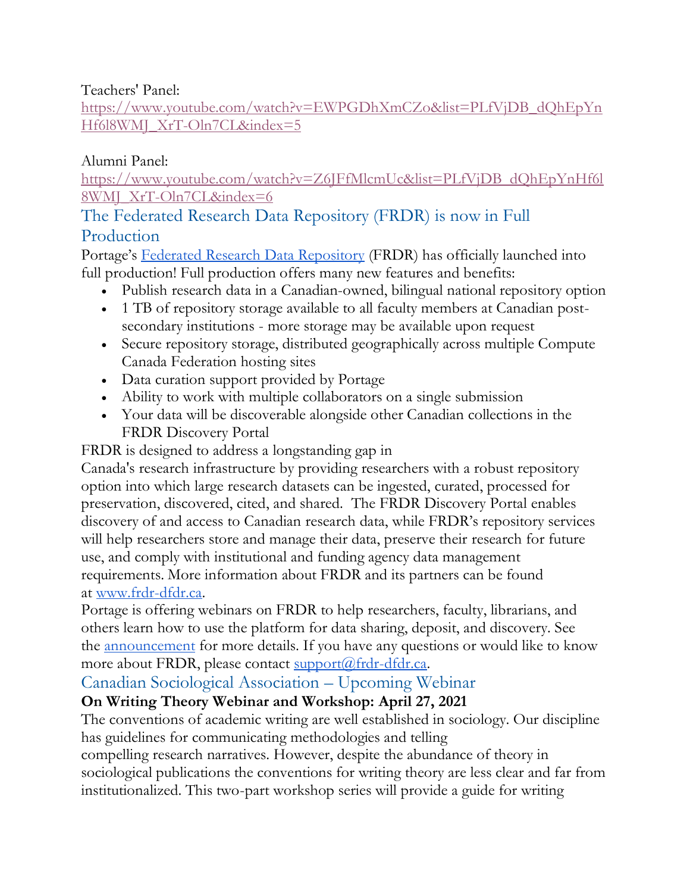Teachers' Panel:
https://www.youtube.com/watch?v=EWPGDhXmCZo&list=PLfVjDB_dQhEpYnHf6l8WMJ_XrT-Oln7CL&index=5

Alumni Panel:
https://www.youtube.com/watch?v=Z6JFfMlcmUc&list=PLfVjDB_dQhEpYnHf6l8WMJ_XrT-Oln7CL&index=6

## The Federated Research Data Repository (FRDR) is now in Full Production

Portage's Federated Research Data Repository (FRDR) has officially launched into full production! Full production offers many new features and benefits:

- Publish research data in a Canadian-owned, bilingual national repository option
- 1 TB of repository storage available to all faculty members at Canadian post-secondary institutions - more storage may be available upon request
- Secure repository storage, distributed geographically across multiple Compute Canada Federation hosting sites
- Data curation support provided by Portage
- Ability to work with multiple collaborators on a single submission
- Your data will be discoverable alongside other Canadian collections in the FRDR Discovery Portal

FRDR is designed to address a longstanding gap in Canada's research infrastructure by providing researchers with a robust repository option into which large research datasets can be ingested, curated, processed for preservation, discovered, cited, and shared. The FRDR Discovery Portal enables discovery of and access to Canadian research data, while FRDR's repository services will help researchers store and manage their data, preserve their research for future use, and comply with institutional and funding agency data management requirements. More information about FRDR and its partners can be found at www.frdr-dfdr.ca.

Portage is offering webinars on FRDR to help researchers, faculty, librarians, and others learn how to use the platform for data sharing, deposit, and discovery. See the announcement for more details. If you have any questions or would like to know more about FRDR, please contact support@frdr-dfdr.ca.

## Canadian Sociological Association – Upcoming Webinar

**On Writing Theory Webinar and Workshop: April 27, 2021**

The conventions of academic writing are well established in sociology. Our discipline has guidelines for communicating methodologies and telling compelling research narratives. However, despite the abundance of theory in sociological publications the conventions for writing theory are less clear and far from institutionalized. This two-part workshop series will provide a guide for writing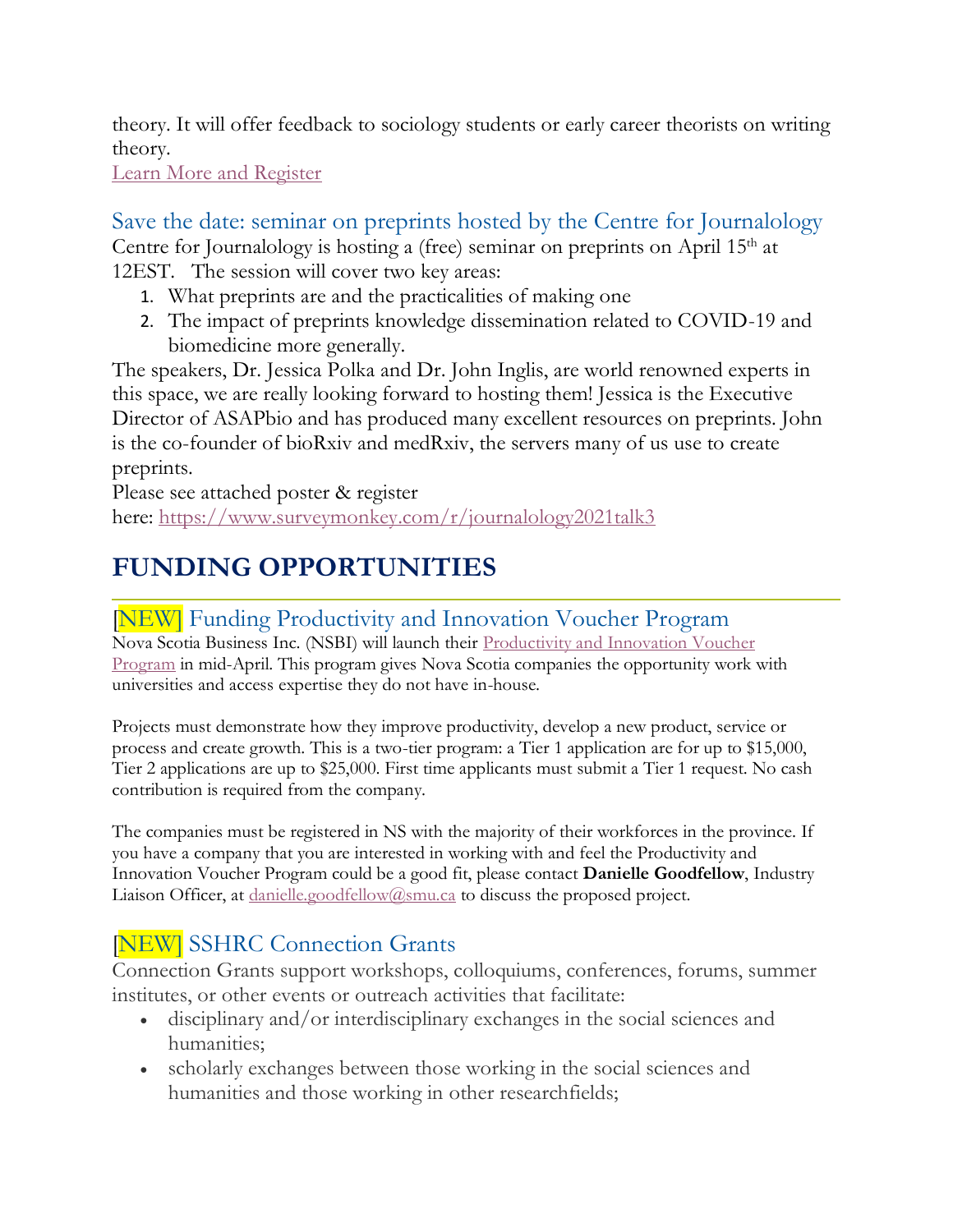theory. It will offer feedback to sociology students or early career theorists on writing theory.

Learn More and Register

### Save the date: seminar on preprints hosted by the Centre for Journalology

Centre for Journalology is hosting a (free) seminar on preprints on April 15th at 12EST. The session will cover two key areas:

1. What preprints are and the practicalities of making one
2. The impact of preprints knowledge dissemination related to COVID-19 and biomedicine more generally.

The speakers, Dr. Jessica Polka and Dr. John Inglis, are world renowned experts in this space, we are really looking forward to hosting them! Jessica is the Executive Director of ASAPbio and has produced many excellent resources on preprints. John is the co-founder of bioRxiv and medRxiv, the servers many of us use to create preprints.

Please see attached poster & register here: https://www.surveymonkey.com/r/journalology2021talk3

## FUNDING OPPORTUNITIES

### [NEW] Funding Productivity and Innovation Voucher Program

Nova Scotia Business Inc. (NSBI) will launch their Productivity and Innovation Voucher Program in mid-April. This program gives Nova Scotia companies the opportunity work with universities and access expertise they do not have in-house.

Projects must demonstrate how they improve productivity, develop a new product, service or process and create growth. This is a two-tier program: a Tier 1 application are for up to $15,000, Tier 2 applications are up to $25,000. First time applicants must submit a Tier 1 request. No cash contribution is required from the company.

The companies must be registered in NS with the majority of their workforces in the province. If you have a company that you are interested in working with and feel the Productivity and Innovation Voucher Program could be a good fit, please contact **Danielle Goodfellow**, Industry Liaison Officer, at danielle.goodfellow@smu.ca to discuss the proposed project.

### [NEW] SSHRC Connection Grants

Connection Grants support workshops, colloquiums, conferences, forums, summer institutes, or other events or outreach activities that facilitate:

- disciplinary and/or interdisciplinary exchanges in the social sciences and humanities;
- scholarly exchanges between those working in the social sciences and humanities and those working in other researchfields;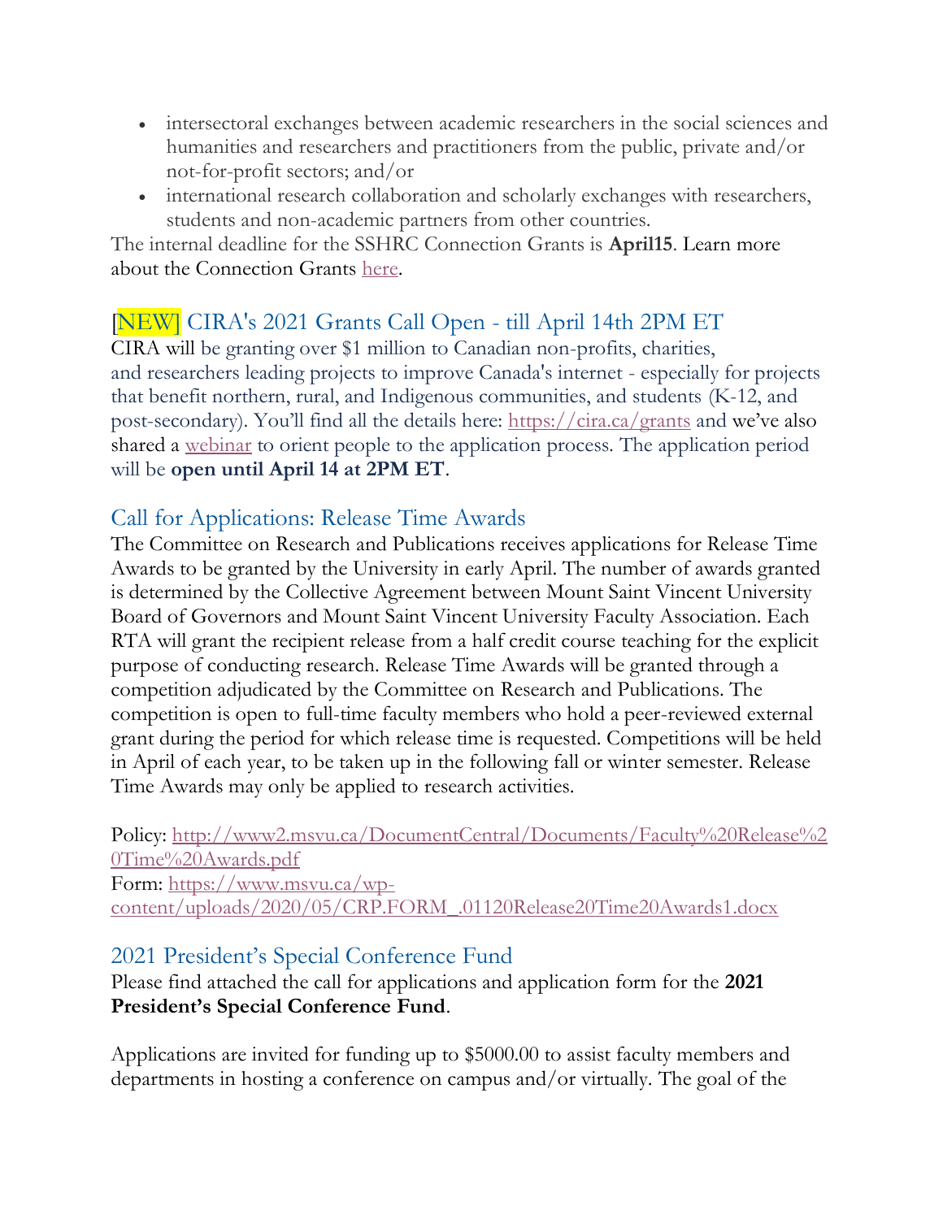- intersectoral exchanges between academic researchers in the social sciences and humanities and researchers and practitioners from the public, private and/or not-for-profit sectors; and/or
- international research collaboration and scholarly exchanges with researchers, students and non-academic partners from other countries.

The internal deadline for the SSHRC Connection Grants is **April15**. Learn more about the Connection Grants here.

## [NEW] CIRA's 2021 Grants Call Open - till April 14th 2PM ET

CIRA will be granting over $1 million to Canadian non-profits, charities, and researchers leading projects to improve Canada's internet - especially for projects that benefit northern, rural, and Indigenous communities, and students (K-12, and post-secondary). You'll find all the details here: https://cira.ca/grants and we've also shared a webinar to orient people to the application process. The application period will be **open until April 14 at 2PM ET**.

## Call for Applications: Release Time Awards

The Committee on Research and Publications receives applications for Release Time Awards to be granted by the University in early April. The number of awards granted is determined by the Collective Agreement between Mount Saint Vincent University Board of Governors and Mount Saint Vincent University Faculty Association. Each RTA will grant the recipient release from a half credit course teaching for the explicit purpose of conducting research. Release Time Awards will be granted through a competition adjudicated by the Committee on Research and Publications. The competition is open to full-time faculty members who hold a peer-reviewed external grant during the period for which release time is requested. Competitions will be held in April of each year, to be taken up in the following fall or winter semester. Release Time Awards may only be applied to research activities.

Policy: http://www2.msvu.ca/DocumentCentral/Documents/Faculty%20Release%20Time%20Awards.pdf
Form: https://www.msvu.ca/wp-content/uploads/2020/05/CRP.FORM_.01120Release20Time20Awards1.docx

## 2021 President's Special Conference Fund

Please find attached the call for applications and application form for the **2021 President's Special Conference Fund**.

Applications are invited for funding up to $5000.00 to assist faculty members and departments in hosting a conference on campus and/or virtually. The goal of the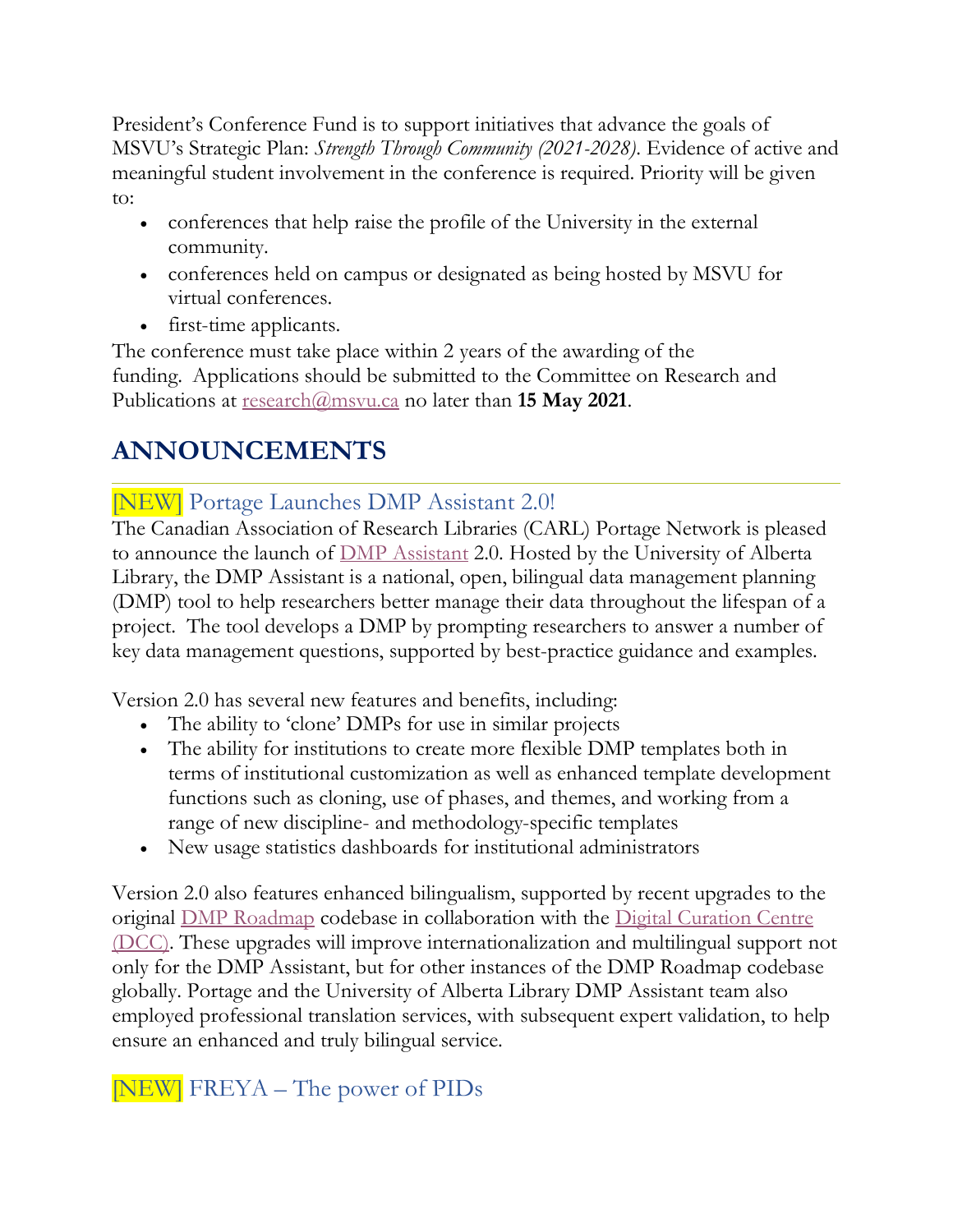President's Conference Fund is to support initiatives that advance the goals of MSVU's Strategic Plan: *Strength Through Community (2021-2028)*. Evidence of active and meaningful student involvement in the conference is required. Priority will be given to:

- conferences that help raise the profile of the University in the external community.
- conferences held on campus or designated as being hosted by MSVU for virtual conferences.
- first-time applicants.

The conference must take place within 2 years of the awarding of the funding. Applications should be submitted to the Committee on Research and Publications at research@msvu.ca no later than **15 May 2021**.

## ANNOUNCEMENTS

### [NEW] Portage Launches DMP Assistant 2.0!

The Canadian Association of Research Libraries (CARL) Portage Network is pleased to announce the launch of DMP Assistant 2.0. Hosted by the University of Alberta Library, the DMP Assistant is a national, open, bilingual data management planning (DMP) tool to help researchers better manage their data throughout the lifespan of a project. The tool develops a DMP by prompting researchers to answer a number of key data management questions, supported by best-practice guidance and examples.

Version 2.0 has several new features and benefits, including:

- The ability to 'clone' DMPs for use in similar projects
- The ability for institutions to create more flexible DMP templates both in terms of institutional customization as well as enhanced template development functions such as cloning, use of phases, and themes, and working from a range of new discipline- and methodology-specific templates
- New usage statistics dashboards for institutional administrators

Version 2.0 also features enhanced bilingualism, supported by recent upgrades to the original DMP Roadmap codebase in collaboration with the Digital Curation Centre (DCC). These upgrades will improve internationalization and multilingual support not only for the DMP Assistant, but for other instances of the DMP Roadmap codebase globally. Portage and the University of Alberta Library DMP Assistant team also employed professional translation services, with subsequent expert validation, to help ensure an enhanced and truly bilingual service.

### [NEW] FREYA – The power of PIDs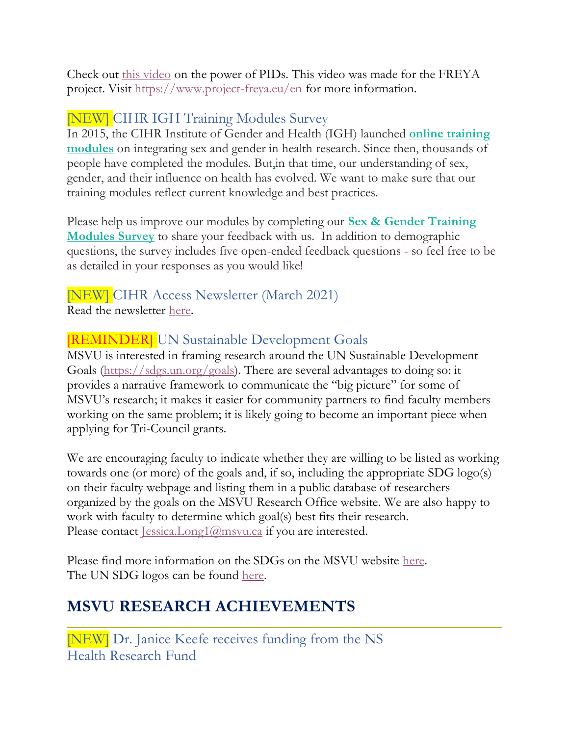Check out this video on the power of PIDs. This video was made for the FREYA project. Visit https://www.project-freya.eu/en for more information.

### [NEW] CIHR IGH Training Modules Survey

In 2015, the CIHR Institute of Gender and Health (IGH) launched **online training modules** on integrating sex and gender in health research. Since then, thousands of people have completed the modules. But, in that time, our understanding of sex, gender, and their influence on health has evolved. We want to make sure that our training modules reflect current knowledge and best practices.

Please help us improve our modules by completing our **Sex & Gender Training Modules Survey** to share your feedback with us. In addition to demographic questions, the survey includes five open-ended feedback questions - so feel free to be as detailed in your responses as you would like!

### [NEW] CIHR Access Newsletter (March 2021)

Read the newsletter here.

### [REMINDER] UN Sustainable Development Goals

MSVU is interested in framing research around the UN Sustainable Development Goals (https://sdgs.un.org/goals). There are several advantages to doing so: it provides a narrative framework to communicate the "big picture" for some of MSVU's research; it makes it easier for community partners to find faculty members working on the same problem; it is likely going to become an important piece when applying for Tri-Council grants.

We are encouraging faculty to indicate whether they are willing to be listed as working towards one (or more) of the goals and, if so, including the appropriate SDG logo(s) on their faculty webpage and listing them in a public database of researchers organized by the goals on the MSVU Research Office website. We are also happy to work with faculty to determine which goal(s) best fits their research.
Please contact Jessica.Long1@msvu.ca if you are interested.

Please find more information on the SDGs on the MSVU website here.
The UN SDG logos can be found here.

## MSVU RESEARCH ACHIEVEMENTS

### [NEW] Dr. Janice Keefe receives funding from the NS Health Research Fund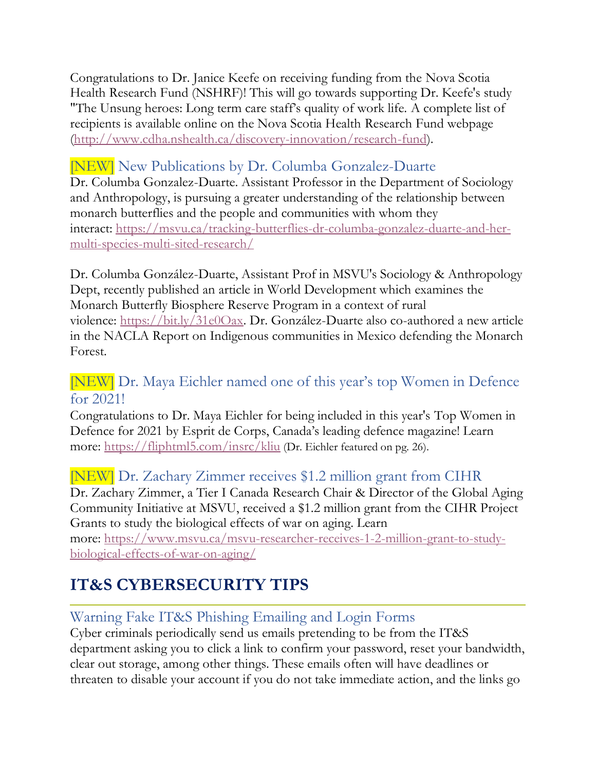Congratulations to Dr. Janice Keefe on receiving funding from the Nova Scotia Health Research Fund (NSHRF)! This will go towards supporting Dr. Keefe's study "The Unsung heroes: Long term care staff's quality of work life. A complete list of recipients is available online on the Nova Scotia Health Research Fund webpage (http://www.cdha.nshealth.ca/discovery-innovation/research-fund).

### [NEW] New Publications by Dr. Columba Gonzalez-Duarte

Dr. Columba Gonzalez-Duarte. Assistant Professor in the Department of Sociology and Anthropology, is pursuing a greater understanding of the relationship between monarch butterflies and the people and communities with whom they interact: https://msvu.ca/tracking-butterflies-dr-columba-gonzalez-duarte-and-her-multi-species-multi-sited-research/

Dr. Columba González-Duarte, Assistant Prof in MSVU's Sociology & Anthropology Dept, recently published an article in World Development which examines the Monarch Butterfly Biosphere Reserve Program in a context of rural violence: https://bit.ly/31e0Oax. Dr. González-Duarte also co-authored a new article in the NACLA Report on Indigenous communities in Mexico defending the Monarch Forest.

### [NEW] Dr. Maya Eichler named one of this year's top Women in Defence for 2021!

Congratulations to Dr. Maya Eichler for being included in this year's Top Women in Defence for 2021 by Esprit de Corps, Canada's leading defence magazine! Learn more: https://fliphtml5.com/insrc/kliu (Dr. Eichler featured on pg. 26).

### [NEW] Dr. Zachary Zimmer receives $1.2 million grant from CIHR

Dr. Zachary Zimmer, a Tier I Canada Research Chair & Director of the Global Aging Community Initiative at MSVU, received a $1.2 million grant from the CIHR Project Grants to study the biological effects of war on aging. Learn more: https://www.msvu.ca/msvu-researcher-receives-1-2-million-grant-to-study-biological-effects-of-war-on-aging/

## IT&S CYBERSECURITY TIPS

### Warning Fake IT&S Phishing Emailing and Login Forms

Cyber criminals periodically send us emails pretending to be from the IT&S department asking you to click a link to confirm your password, reset your bandwidth, clear out storage, among other things. These emails often will have deadlines or threaten to disable your account if you do not take immediate action, and the links go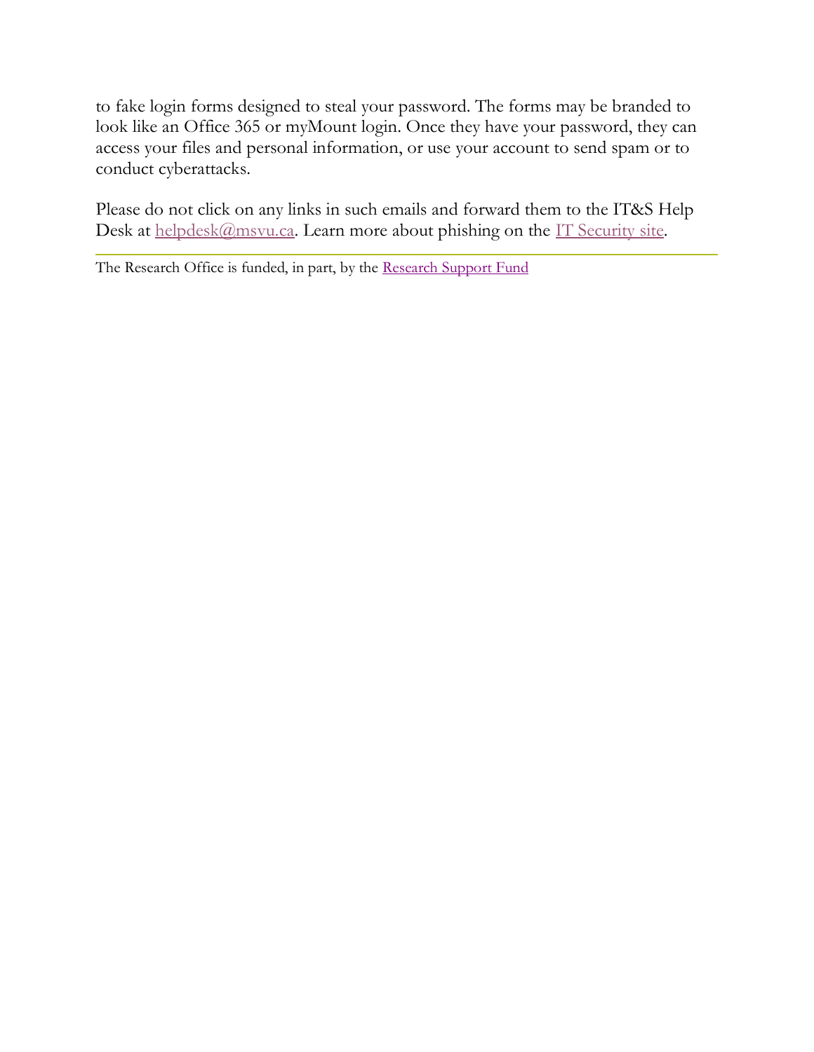to fake login forms designed to steal your password. The forms may be branded to look like an Office 365 or myMount login. Once they have your password, they can access your files and personal information, or use your account to send spam or to conduct cyberattacks.

Please do not click on any links in such emails and forward them to the IT&S Help Desk at helpdesk@msvu.ca. Learn more about phishing on the IT Security site.

---

The Research Office is funded, in part, by the Research Support Fund